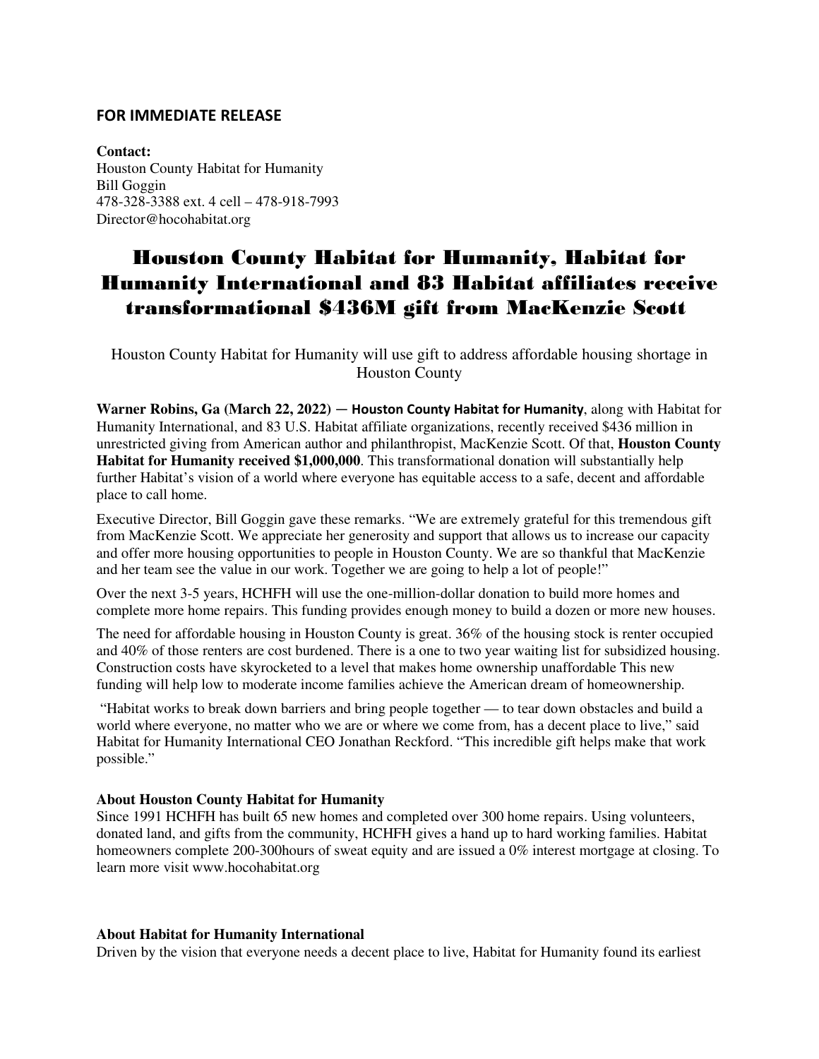**FOR IMMEDIATE RELEASE**

**Contact:**
Houston County Habitat for Humanity
Bill Goggin
478-328-3388 ext. 4 cell – 478-918-7993
Director@hocohabitat.org

# Houston County Habitat for Humanity, Habitat for Humanity International and 83 Habitat affiliates receive transformational $436M gift from MacKenzie Scott

Houston County Habitat for Humanity will use gift to address affordable housing shortage in Houston County

**Warner Robins, Ga (March 22, 2022) — Houston County Habitat for Humanity**, along with Habitat for Humanity International, and 83 U.S. Habitat affiliate organizations, recently received $436 million in unrestricted giving from American author and philanthropist, MacKenzie Scott. Of that, **Houston County Habitat for Humanity received $1,000,000**. This transformational donation will substantially help further Habitat's vision of a world where everyone has equitable access to a safe, decent and affordable place to call home.

Executive Director, Bill Goggin gave these remarks. "We are extremely grateful for this tremendous gift from MacKenzie Scott. We appreciate her generosity and support that allows us to increase our capacity and offer more housing opportunities to people in Houston County. We are so thankful that MacKenzie and her team see the value in our work. Together we are going to help a lot of people!"

Over the next 3-5 years, HCHFH will use the one-million-dollar donation to build more homes and complete more home repairs. This funding provides enough money to build a dozen or more new houses.

The need for affordable housing in Houston County is great. 36% of the housing stock is renter occupied and 40% of those renters are cost burdened. There is a one to two year waiting list for subsidized housing. Construction costs have skyrocketed to a level that makes home ownership unaffordable This new funding will help low to moderate income families achieve the American dream of homeownership.

"Habitat works to break down barriers and bring people together — to tear down obstacles and build a world where everyone, no matter who we are or where we come from, has a decent place to live," said Habitat for Humanity International CEO Jonathan Reckford. "This incredible gift helps make that work possible."

**About Houston County Habitat for Humanity**
Since 1991 HCHFH has built 65 new homes and completed over 300 home repairs. Using volunteers, donated land, and gifts from the community, HCHFH gives a hand up to hard working families. Habitat homeowners complete 200-300hours of sweat equity and are issued a 0% interest mortgage at closing. To learn more visit www.hocohabitat.org

**About Habitat for Humanity International**
Driven by the vision that everyone needs a decent place to live, Habitat for Humanity found its earliest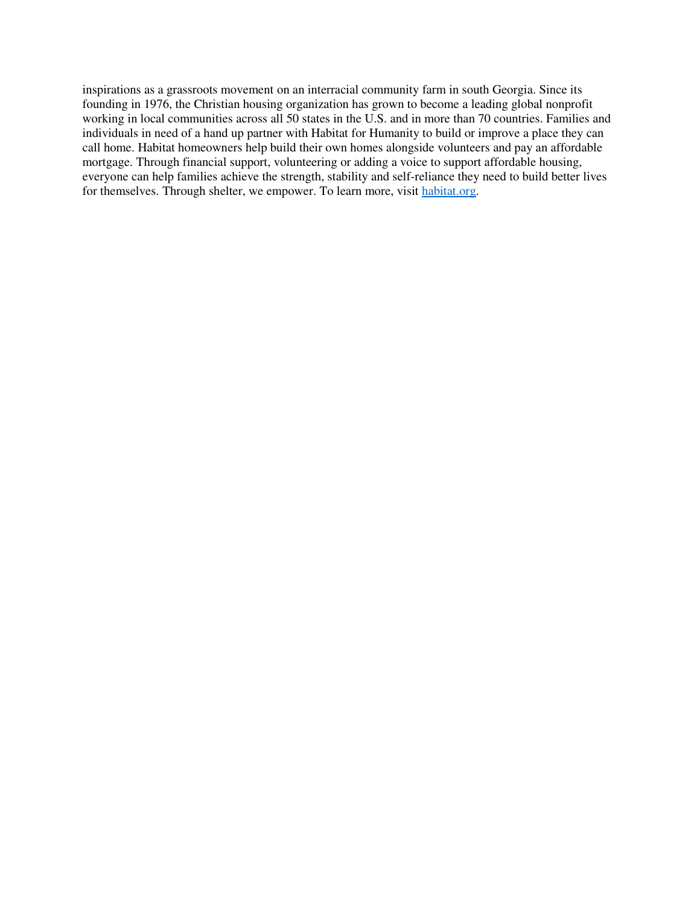inspirations as a grassroots movement on an interracial community farm in south Georgia. Since its founding in 1976, the Christian housing organization has grown to become a leading global nonprofit working in local communities across all 50 states in the U.S. and in more than 70 countries. Families and individuals in need of a hand up partner with Habitat for Humanity to build or improve a place they can call home. Habitat homeowners help build their own homes alongside volunteers and pay an affordable mortgage. Through financial support, volunteering or adding a voice to support affordable housing, everyone can help families achieve the strength, stability and self-reliance they need to build better lives for themselves. Through shelter, we empower. To learn more, visit [habitat.org](http://habitat.org).